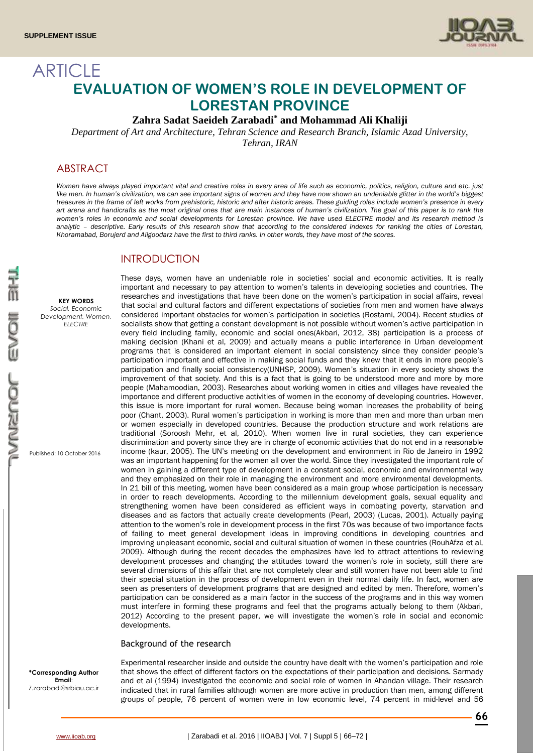ARTICLE

# EVALUATION OF WOMEN'S ROLE IN DEVELOPMENT OF LORESTAN PROVINCE

**Zahra Sadat Saeideh Zarabadi* and Mohammad Ali Khaliji**

*Department of Art and Architecture, Tehran Science and Research Branch, Islamic Azad University, Tehran, IRAN*

## ABSTRACT

*Women have always played important vital and creative roles in every area of life such as economic, politics, religion, culture and etc. just like men. In human's civilization, we can see important signs of women and they have now shown an undeniable glitter in the world's biggest treasures in the frame of left works from prehistoric, historic and after historic areas. These guiding roles include women's presence in every art arena and handicrafts as the most original ones that are main instances of human's civilization. The goal of this paper is to rank the women's roles in economic and social developments for Lorestan province. We have used ELECTRE model and its research method is analytic – descriptive. Early results of this research show that according to the considered indexes for ranking the cities of Lorestan, Khoramabad, Borujerd and Aligoodarz have the first to third ranks. In other words, they have most of the scores.*

**KEY WORDS**
*Social, Economic Development, Women, ELECTRE*

Published: 10 October 2016

**\*Corresponding Author**
**Email**: Z.zarabadi@srbiau.ac.ir

## INTRODUCTION

These days, women have an undeniable role in societies' social and economic activities. It is really important and necessary to pay attention to women's talents in developing societies and countries. The researches and investigations that have been done on the women's participation in social affairs, reveal that social and cultural factors and different expectations of societies from men and women have always considered important obstacles for women's participation in societies (Rostami, 2004). Recent studies of socialists show that getting a constant development is not possible without women's active participation in every field including family, economic and social ones(Akbari, 2012, 38) participation is a process of making decision (Khani et al, 2009) and actually means a public interference in Urban development programs that is considered an important element in social consistency since they consider people's participation important and effective in making social funds and they knew that it ends in more people's participation and finally social consistency(UNHSP, 2009). Women's situation in every society shows the improvement of that society. And this is a fact that is going to be understood more and more by more people (Mahamoodian, 2003). Researches about working women in cities and villages have revealed the importance and different productive activities of women in the economy of developing countries. However, this issue is more important for rural women. Because being woman increases the probability of being poor (Chant, 2003). Rural women's participation in working is more than men and more than urban men or women especially in developed countries. Because the production structure and work relations are traditional (Soroosh Mehr, et al, 2010). When women live in rural societies, they can experience discrimination and poverty since they are in charge of economic activities that do not end in a reasonable income (kaur, 2005). The UN's meeting on the development and environment in Rio de Janeiro in 1992 was an important happening for the women all over the world. Since they investigated the important role of women in gaining a different type of development in a constant social, economic and environmental way and they emphasized on their role in managing the environment and more environmental developments. In 21 bill of this meeting, women have been considered as a main group whose participation is necessary in order to reach developments. According to the millennium development goals, sexual equality and strengthening women have been considered as efficient ways in combating poverty, starvation and diseases and as factors that actually create developments (Pearl, 2003) (Lucas, 2001). Actually paying attention to the women's role in development process in the first 70s was because of two importance facts of failing to meet general development ideas in improving conditions in developing countries and improving unpleasant economic, social and cultural situation of women in these countries (RouhAfza et al, 2009). Although during the recent decades the emphasizes have led to attract attentions to reviewing development processes and changing the attitudes toward the women's role in society, still there are several dimensions of this affair that are not completely clear and still women have not been able to find their special situation in the process of development even in their normal daily life. In fact, women are seen as presenters of development programs that are designed and edited by men. Therefore, women's participation can be considered as a main factor in the success of the programs and in this way women must interfere in forming these programs and feel that the programs actually belong to them (Akbari, 2012) According to the present paper, we will investigate the women's role in social and economic developments.

### Background of the research

Experimental researcher inside and outside the country have dealt with the women's participation and role that shows the effect of different factors on the expectations of their participation and decisions. Sarmady and et al (1994) investigated the economic and social role of women in Ahandan village. Their research indicated that in rural families although women are more active in production than men, among different groups of people, 76 percent of women were in low economic level, 74 percent in mid-level and 56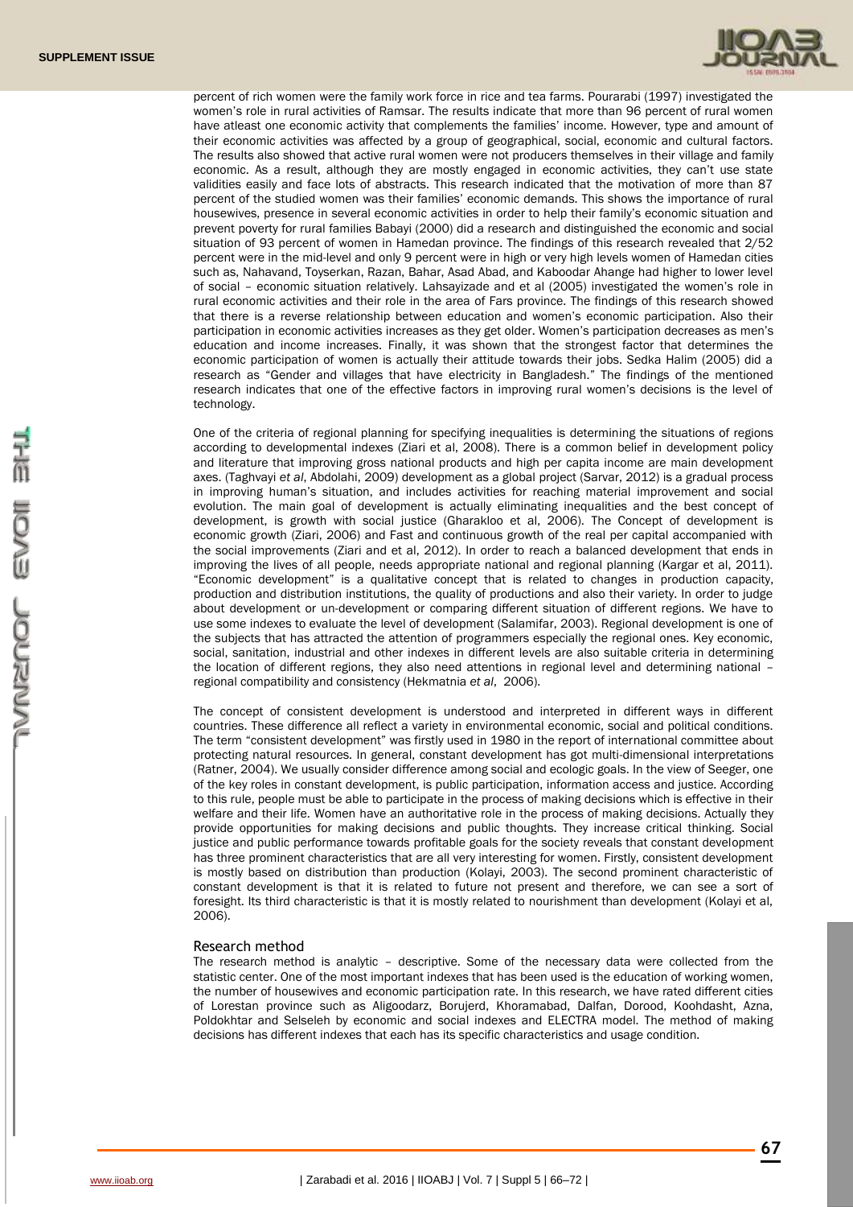percent of rich women were the family work force in rice and tea farms. Pourarabi (1997) investigated the women's role in rural activities of Ramsar. The results indicate that more than 96 percent of rural women have atleast one economic activity that complements the families' income. However, type and amount of their economic activities was affected by a group of geographical, social, economic and cultural factors. The results also showed that active rural women were not producers themselves in their village and family economic. As a result, although they are mostly engaged in economic activities, they can't use state validities easily and face lots of abstracts. This research indicated that the motivation of more than 87 percent of the studied women was their families' economic demands. This shows the importance of rural housewives, presence in several economic activities in order to help their family's economic situation and prevent poverty for rural families Babayi (2000) did a research and distinguished the economic and social situation of 93 percent of women in Hamedan province. The findings of this research revealed that 2/52 percent were in the mid-level and only 9 percent were in high or very high levels women of Hamedan cities such as, Nahavand, Toyserkan, Razan, Bahar, Asad Abad, and Kaboodar Ahange had higher to lower level of social – economic situation relatively. Lahsayizade and et al (2005) investigated the women's role in rural economic activities and their role in the area of Fars province. The findings of this research showed that there is a reverse relationship between education and women's economic participation. Also their participation in economic activities increases as they get older. Women's participation decreases as men's education and income increases. Finally, it was shown that the strongest factor that determines the economic participation of women is actually their attitude towards their jobs. Sedka Halim (2005) did a research as "Gender and villages that have electricity in Bangladesh." The findings of the mentioned research indicates that one of the effective factors in improving rural women's decisions is the level of technology.

One of the criteria of regional planning for specifying inequalities is determining the situations of regions according to developmental indexes (Ziari et al, 2008). There is a common belief in development policy and literature that improving gross national products and high per capita income are main development axes. (Taghvayi *et al*, Abdolahi, 2009) development as a global project (Sarvar, 2012) is a gradual process in improving human's situation, and includes activities for reaching material improvement and social evolution. The main goal of development is actually eliminating inequalities and the best concept of development, is growth with social justice (Gharakloo et al, 2006). The Concept of development is economic growth (Ziari, 2006) and Fast and continuous growth of the real per capital accompanied with the social improvements (Ziari and et al, 2012). In order to reach a balanced development that ends in improving the lives of all people, needs appropriate national and regional planning (Kargar et al, 2011). "Economic development" is a qualitative concept that is related to changes in production capacity, production and distribution institutions, the quality of productions and also their variety. In order to judge about development or un-development or comparing different situation of different regions. We have to use some indexes to evaluate the level of development (Salamifar, 2003). Regional development is one of the subjects that has attracted the attention of programmers especially the regional ones. Key economic, social, sanitation, industrial and other indexes in different levels are also suitable criteria in determining the location of different regions, they also need attentions in regional level and determining national – regional compatibility and consistency (Hekmatnia *et al*, 2006).

The concept of consistent development is understood and interpreted in different ways in different countries. These difference all reflect a variety in environmental economic, social and political conditions. The term "consistent development" was firstly used in 1980 in the report of international committee about protecting natural resources. In general, constant development has got multi-dimensional interpretations (Ratner, 2004). We usually consider difference among social and ecologic goals. In the view of Seeger, one of the key roles in constant development, is public participation, information access and justice. According to this rule, people must be able to participate in the process of making decisions which is effective in their welfare and their life. Women have an authoritative role in the process of making decisions. Actually they provide opportunities for making decisions and public thoughts. They increase critical thinking. Social justice and public performance towards profitable goals for the society reveals that constant development has three prominent characteristics that are all very interesting for women. Firstly, consistent development is mostly based on distribution than production (Kolayi, 2003). The second prominent characteristic of constant development is that it is related to future not present and therefore, we can see a sort of foresight. Its third characteristic is that it is mostly related to nourishment than development (Kolayi et al, 2006).

## Research method

The research method is analytic – descriptive. Some of the necessary data were collected from the statistic center. One of the most important indexes that has been used is the education of working women, the number of housewives and economic participation rate. In this research, we have rated different cities of Lorestan province such as Aligoodarz, Borujerd, Khoramabad, Dalfan, Dorood, Koohdasht, Azna, Poldokhtar and Selseleh by economic and social indexes and ELECTRA model. The method of making decisions has different indexes that each has its specific characteristics and usage condition.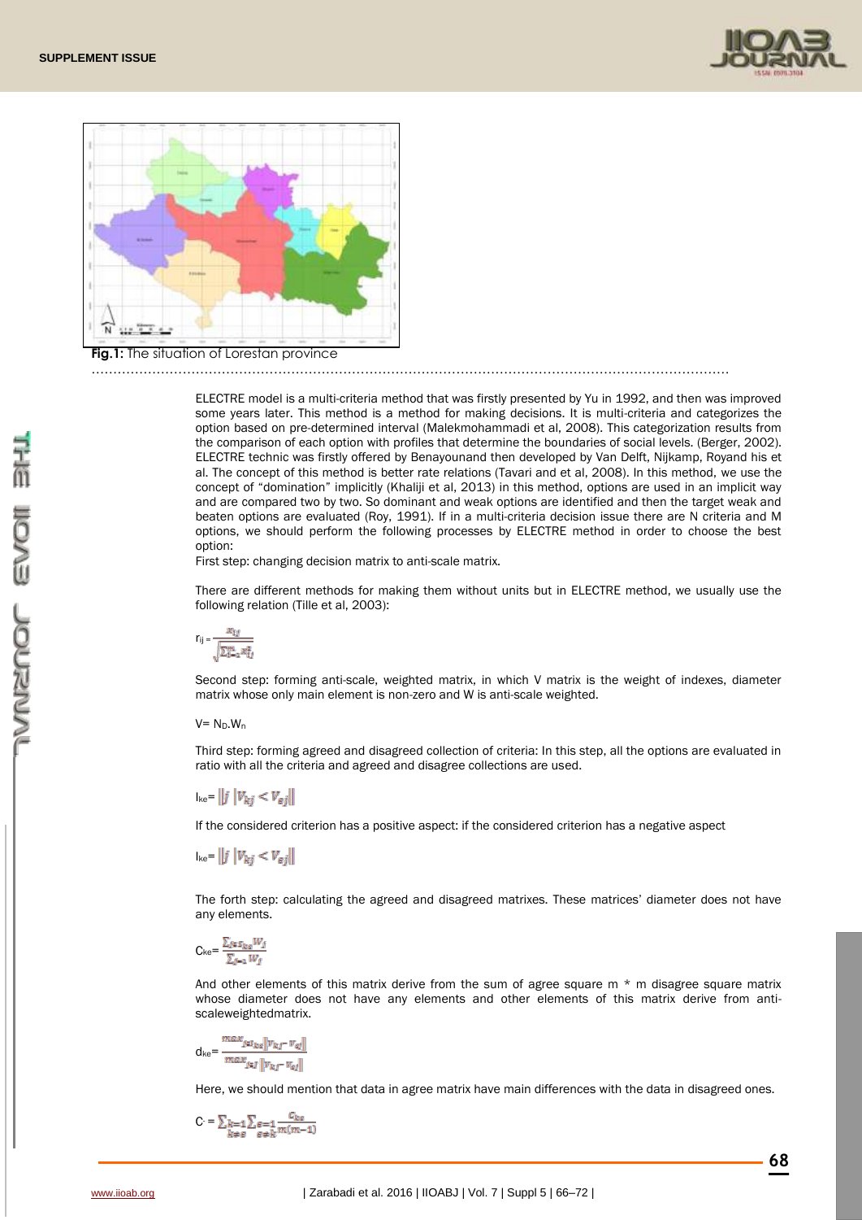**Fig.1:** The situation of Lorestan province

ELECTRE model is a multi-criteria method that was firstly presented by Yu in 1992, and then was improved some years later. This method is a method for making decisions. It is multi-criteria and categorizes the option based on pre-determined interval (Malekmohammadi et al, 2008). This categorization results from the comparison of each option with profiles that determine the boundaries of social levels. (Berger, 2002). ELECTRE technic was firstly offered by Benayounand then developed by Van Delft, Nijkamp, Royand his et al. The concept of this method is better rate relations (Tavari and et al, 2008). In this method, we use the concept of "domination" implicitly (Khaliji et al, 2013) in this method, options are used in an implicit way and are compared two by two. So dominant and weak options are identified and then the target weak and beaten options are evaluated (Roy, 1991). If in a multi-criteria decision issue there are N criteria and M options, we should perform the following processes by ELECTRE method in order to choose the best option:

First step: changing decision matrix to anti-scale matrix.

There are different methods for making them without units but in ELECTRE method, we usually use the following relation (Tille et al, 2003):

$$r_{ij} = \frac{x_{ij}}{\sqrt{\sum_{i=1}^{m} x_{ij}^2}}$$

Second step: forming anti-scale, weighted matrix, in which V matrix is the weight of indexes, diameter matrix whose only main element is non-zero and W is anti-scale weighted.

$V = N_D.W_n$

Third step: forming agreed and disagreed collection of criteria: In this step, all the options are evaluated in ratio with all the criteria and agreed and disagree collections are used.

$$I_{ke} = \left\| j \; \left| V_{kj} < V_{ej} \right\| \right.$$

If the considered criterion has a positive aspect: if the considered criterion has a negative aspect

$$I_{ke} = \left\| j \; \left| V_{kj} < V_{ej} \right\| \right.$$

The forth step: calculating the agreed and disagreed matrixes. These matrices' diameter does not have any elements.

$$C_{ke} = \frac{\sum_{j \in S_{ke}} W_j}{\sum_{j=1} W_j}$$

And other elements of this matrix derive from the sum of agree square m * m disagree square matrix whose diameter does not have any elements and other elements of this matrix derive from anti-scaleweightedmatrix.

$$d_{ke} = \frac{max_{j \in I_{ke}} \left| V_{kj} - V_{ej} \right|}{max_{j \in J} \left| V_{kj} - V_{ej} \right|}$$

Here, we should mention that data in agree matrix have main differences with the data in disagreed ones.

$$C^{-} = \sum_{\substack{k=1 \\ k \neq e}} \sum_{\substack{e=1 \\ e \neq k}} \frac{C_{ke}}{m(m-1)}$$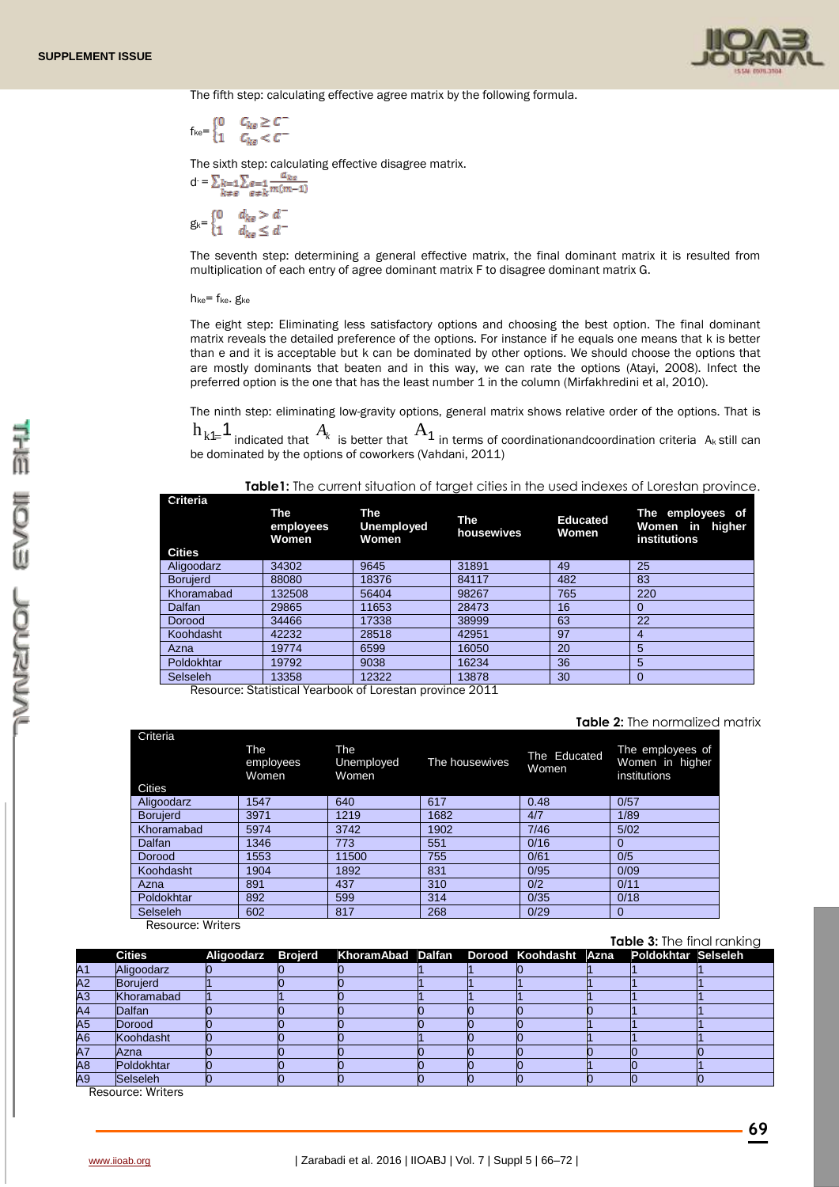The fifth step: calculating effective agree matrix by the following formula.

$$f_{ke} = \begin{cases} 0 & C_{ke} \geq C^{-} \\ 1 & C_{ke} < C^{-} \end{cases}$$

The sixth step: calculating effective disagree matrix.

$$d^{-} = \sum_{\substack{k=1 \\ k \neq e}} \sum_{\substack{e=1 \\ e \neq k}} \frac{d_{ke}}{m(m-1)}$$

$$g_{k} = \begin{cases} 0 & d_{ke} > d^{-} \\ 1 & d_{ke} \leq d^{-} \end{cases}$$

The seventh step: determining a general effective matrix, the final dominant matrix it is resulted from multiplication of each entry of agree dominant matrix F to disagree dominant matrix G.

$h_{ke} = f_{ke} . g_{ke}$

The eight step: Eliminating less satisfactory options and choosing the best option. The final dominant matrix reveals the detailed preference of the options. For instance if he equals one means that k is better than e and it is acceptable but k can be dominated by other options. We should choose the options that are mostly dominants that beaten and in this way, we can rate the options (Atayi, 2008). Infect the preferred option is the one that has the least number 1 in the column (Mirfakhredini et al, 2010).

The ninth step: eliminating low-gravity options, general matrix shows relative order of the options. That is $h_{k1}=1$ indicated that $A_k$ is better that $A_1$ in terms of coordinationandcoordination criteria $A_k$ still can be dominated by the options of coworkers (Vahdani, 2011)

**Table1:** The current situation of target cities in the used indexes of Lorestan province.

| Criteria / Cities | The employees Women | The Unemployed Women | The housewives | Educated Women | The employees of Women in higher institutions |
|---|---|---|---|---|---|
| Aligoodarz | 34302 | 9645 | 31891 | 49 | 25 |
| Borujerd | 88080 | 18376 | 84117 | 482 | 83 |
| Khoramabad | 132508 | 56404 | 98267 | 765 | 220 |
| Dalfan | 29865 | 11653 | 28473 | 16 | 0 |
| Dorood | 34466 | 17338 | 38999 | 63 | 22 |
| Koohdasht | 42232 | 28518 | 42951 | 97 | 4 |
| Azna | 19774 | 6599 | 16050 | 20 | 5 |
| Poldokhtar | 19792 | 9038 | 16234 | 36 | 5 |
| Selseleh | 13358 | 12322 | 13878 | 30 | 0 |

Resource: Statistical Yearbook of Lorestan province 2011

**Table 2:** The normalized matrix

| Criteria / Cities | The employees Women | The Unemployed Women | The housewives | The Educated Women | The employees of Women in higher institutions |
|---|---|---|---|---|---|
| Aligoodarz | 1547 | 640 | 617 | 0.48 | 0/57 |
| Borujerd | 3971 | 1219 | 1682 | 4/7 | 1/89 |
| Khoramabad | 5974 | 3742 | 1902 | 7/46 | 5/02 |
| Dalfan | 1346 | 773 | 551 | 0/16 | 0 |
| Dorood | 1553 | 11500 | 755 | 0/61 | 0/5 |
| Koohdasht | 1904 | 1892 | 831 | 0/95 | 0/09 |
| Azna | 891 | 437 | 310 | 0/2 | 0/11 |
| Poldokhtar | 892 | 599 | 314 | 0/35 | 0/18 |
| Selseleh | 602 | 817 | 268 | 0/29 | 0 |

Resource: Writers

**Table 3:** The final ranking

| | Cities | Aligoodarz | Brojerd | KhoramAbad | Dalfan | Dorood | Koohdasht | Azna | Poldokhtar | Selseleh |
|---|---|---|---|---|---|---|---|---|---|---|
| A1 | Aligoodarz | 0 | 0 | 0 | 1 | 1 | 0 | 1 | 1 | 1 |
| A2 | Borujerd | 1 | 0 | 0 | 1 | 1 | 1 | 1 | 1 | 1 |
| A3 | Khoramabad | 1 | 1 | 0 | 1 | 1 | 1 | 1 | 1 | 1 |
| A4 | Dalfan | 0 | 0 | 0 | 0 | 0 | 0 | 0 | 1 | 1 |
| A5 | Dorood | 0 | 0 | 0 | 0 | 0 | 0 | 1 | 1 | 1 |
| A6 | Koohdasht | 0 | 0 | 0 | 1 | 0 | 0 | 1 | 1 | 1 |
| A7 | Azna | 0 | 0 | 0 | 0 | 0 | 0 | 0 | 0 | 0 |
| A8 | Poldokhtar | 0 | 0 | 0 | 0 | 0 | 0 | 1 | 0 | 1 |
| A9 | Selseleh | 0 | 0 | 0 | 0 | 0 | 0 | 1 | 0 | 0 |

Resource: Writers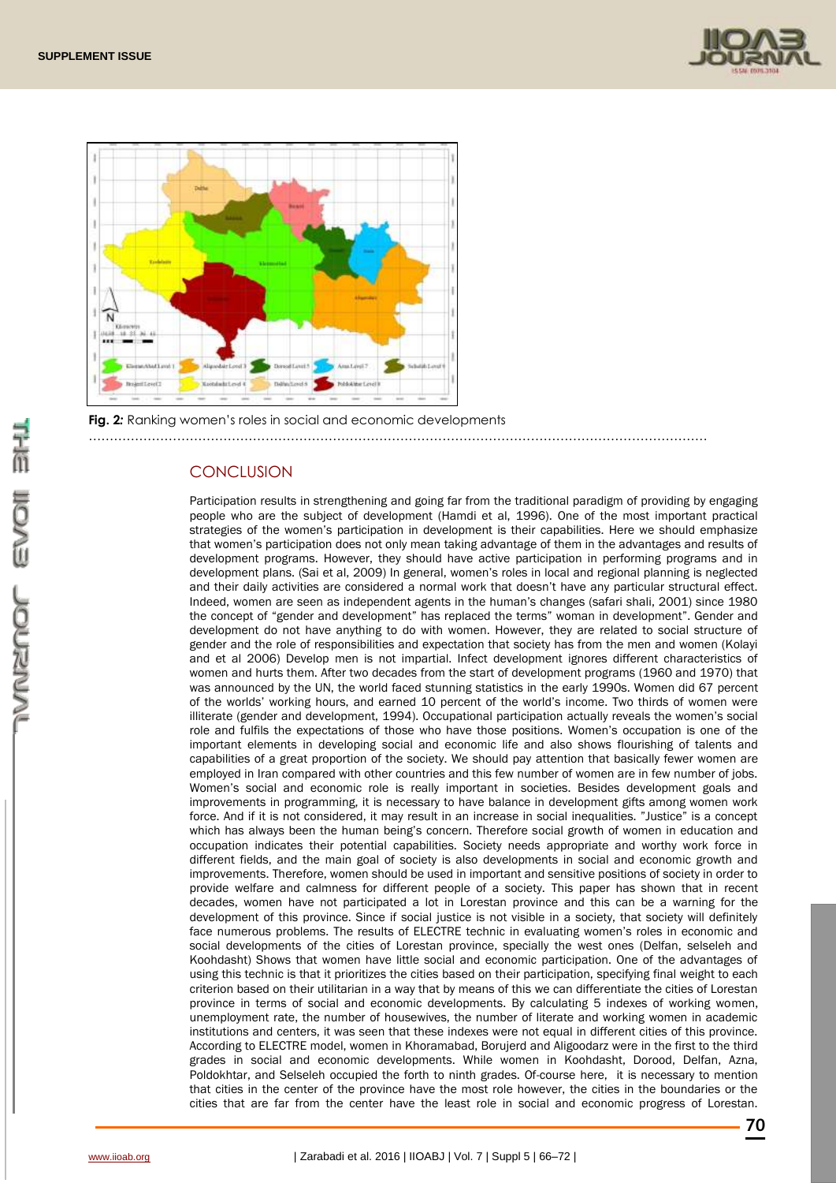**Fig. 2:** Ranking women's roles in social and economic developments

## CONCLUSION

Participation results in strengthening and going far from the traditional paradigm of providing by engaging people who are the subject of development (Hamdi et al, 1996). One of the most important practical strategies of the women's participation in development is their capabilities. Here we should emphasize that women's participation does not only mean taking advantage of them in the advantages and results of development programs. However, they should have active participation in performing programs and in development plans. (Sai et al, 2009) In general, women's roles in local and regional planning is neglected and their daily activities are considered a normal work that doesn't have any particular structural effect. Indeed, women are seen as independent agents in the human's changes (safari shali, 2001) since 1980 the concept of "gender and development" has replaced the terms" woman in development". Gender and development do not have anything to do with women. However, they are related to social structure of gender and the role of responsibilities and expectation that society has from the men and women (Kolayi and et al 2006) Develop men is not impartial. Infect development ignores different characteristics of women and hurts them. After two decades from the start of development programs (1960 and 1970) that was announced by the UN, the world faced stunning statistics in the early 1990s. Women did 67 percent of the worlds' working hours, and earned 10 percent of the world's income. Two thirds of women were illiterate (gender and development, 1994). Occupational participation actually reveals the women's social role and fulfils the expectations of those who have those positions. Women's occupation is one of the important elements in developing social and economic life and also shows flourishing of talents and capabilities of a great proportion of the society. We should pay attention that basically fewer women are employed in Iran compared with other countries and this few number of women are in few number of jobs. Women's social and economic role is really important in societies. Besides development goals and improvements in programming, it is necessary to have balance in development gifts among women work force. And if it is not considered, it may result in an increase in social inequalities. "Justice" is a concept which has always been the human being's concern. Therefore social growth of women in education and occupation indicates their potential capabilities. Society needs appropriate and worthy work force in different fields, and the main goal of society is also developments in social and economic growth and improvements. Therefore, women should be used in important and sensitive positions of society in order to provide welfare and calmness for different people of a society. This paper has shown that in recent decades, women have not participated a lot in Lorestan province and this can be a warning for the development of this province. Since if social justice is not visible in a society, that society will definitely face numerous problems. The results of ELECTRE technic in evaluating women's roles in economic and social developments of the cities of Lorestan province, specially the west ones (Delfan, selseleh and Koohdasht) Shows that women have little social and economic participation. One of the advantages of using this technic is that it prioritizes the cities based on their participation, specifying final weight to each criterion based on their utilitarian in a way that by means of this we can differentiate the cities of Lorestan province in terms of social and economic developments. By calculating 5 indexes of working women, unemployment rate, the number of housewives, the number of literate and working women in academic institutions and centers, it was seen that these indexes were not equal in different cities of this province. According to ELECTRE model, women in Khoramabad, Borujerd and Aligoodarz were in the first to the third grades in social and economic developments. While women in Koohdasht, Dorood, Delfan, Azna, Poldokhtar, and Selseleh occupied the forth to ninth grades. Of-course here, it is necessary to mention that cities in the center of the province have the most role however, the cities in the boundaries or the cities that are far from the center have the least role in social and economic progress of Lorestan.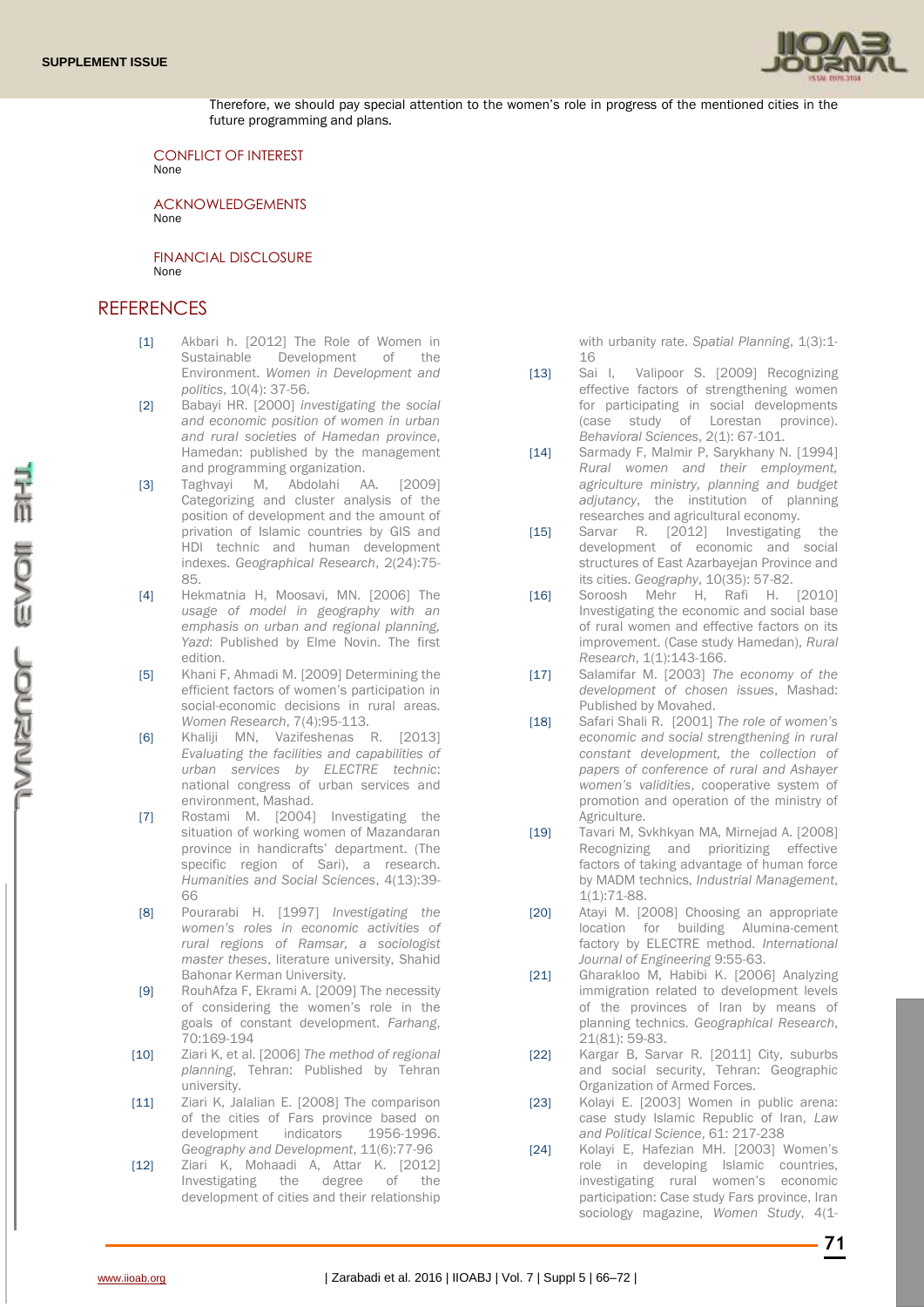Therefore, we should pay special attention to the women's role in progress of the mentioned cities in the future programming and plans.

### CONFLICT OF INTEREST

None

### ACKNOWLEDGEMENTS

None

### FINANCIAL DISCLOSURE

None

## REFERENCES

[1] Akbari h. [2012] The Role of Women in Sustainable Development of the Environment. *Women in Development and politics*, 10(4): 37-56.

[2] Babayi HR. [2000] *investigating the social and economic position of women in urban and rural societies of Hamedan province*, Hamedan: published by the management and programming organization.

[3] Taghvayi M, Abdolahi AA. [2009] Categorizing and cluster analysis of the position of development and the amount of privation of Islamic countries by GIS and HDI technic and human development indexes. *Geographical Research*, 2(24):75-85.

[4] Hekmatnia H, Moosavi, MN. [2006] The *usage of model in geography with an emphasis on urban and regional planning, Yazd*: Published by Elme Novin. The first edition.

[5] Khani F, Ahmadi M. [2009] Determining the efficient factors of women's participation in social-economic decisions in rural areas. *Women Research*, 7(4):95-113.

[6] Khaliji MN, Vazifeshenas R. [2013] *Evaluating the facilities and capabilities of urban services by ELECTRE technic*: national congress of urban services and environment, Mashad.

[7] Rostami M. [2004] Investigating the situation of working women of Mazandaran province in handicrafts' department. (The specific region of Sari), a research. *Humanities and Social Sciences*, 4(13):39-66

[8] Pourarabi H. [1997] *Investigating the women's roles in economic activities of rural regions of Ramsar, a sociologist master theses*, literature university, Shahid Bahonar Kerman University.

[9] RouhAfza F, Ekrami A. [2009] The necessity of considering the women's role in the goals of constant development. *Farhang*, 70:169-194

[10] Ziari K, et al. [2006] *The method of regional planning*, Tehran: Published by Tehran university.

[11] Ziari K, Jalalian E. [2008] The comparison of the cities of Fars province based on development indicators 1956-1996. *Geography and Development*, 11(6):77-96

[12] Ziari K, Mohaadi A, Attar K. [2012] Investigating the degree of the development of cities and their relationship with urbanity rate. *Spatial Planning*, 1(3):1-16

[13] Sai I, Valipoor S. [2009] Recognizing effective factors of strengthening women for participating in social developments (case study of Lorestan province). *Behavioral Sciences*, 2(1): 67-101.

[14] Sarmady F, Malmir P, Sarykhany N. [1994] *Rural women and their employment, agriculture ministry, planning and budget adjutancy*, the institution of planning researches and agricultural economy.

[15] Sarvar R. [2012] Investigating the development of economic and social structures of East Azarbayejan Province and its cities. *Geography*, 10(35): 57-82.

[16] Soroosh Mehr H, Rafi H. [2010] Investigating the economic and social base of rural women and effective factors on its improvement. (Case study Hamedan), *Rural Research*, 1(1):143-166.

[17] Salamifar M. [2003] *The economy of the development of chosen issues*, Mashad: Published by Movahed.

[18] Safari Shali R. [2001] *The role of women's economic and social strengthening in rural constant development, the collection of papers of conference of rural and Ashayer women's validities*, cooperative system of promotion and operation of the ministry of Agriculture.

[19] Tavari M, Svkhkyan MA, Mirnejad A. [2008] Recognizing and prioritizing effective factors of taking advantage of human force by MADM technics, *Industrial Management*, 1(1):71-88.

[20] Atayi M. [2008] Choosing an appropriate location for building Alumina-cement factory by ELECTRE method. *International Journal of Engineering* 9:55-63.

[21] Gharakloo M, Habibi K. [2006] Analyzing immigration related to development levels of the provinces of Iran by means of planning technics. *Geographical Research*, 21(81): 59-83.

[22] Kargar B, Sarvar R. [2011] City, suburbs and social security, Tehran: Geographic Organization of Armed Forces.

[23] Kolayi E. [2003] Women in public arena: case study Islamic Republic of Iran, *Law and Political Science*, 61: 217-238

[24] Kolayi E, Hafezian MH. [2003] Women's role in developing Islamic countries, investigating rural women's economic participation: Case study Fars province, Iran sociology magazine, *Women Study*, 4(1-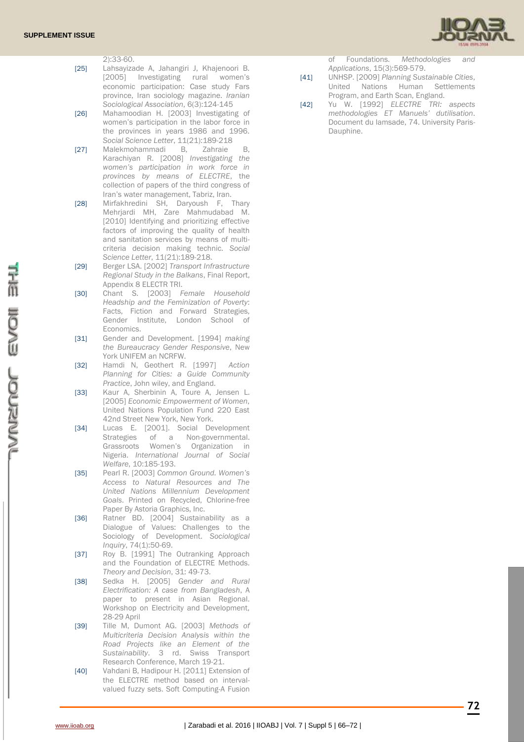2):33-60.

[25] Lahsayizade A, Jahangiri J, Khajenoori B. [2005] Investigating rural women's economic participation: Case study Fars province, Iran sociology magazine. *Iranian Sociological Association*, 6(3):124-145

[26] Mahamoodian H. [2003] Investigating of women's participation in the labor force in the provinces in years 1986 and 1996. *Social Science Letter*, 11(21):189-218

[27] Malekmohammadi B, Zahraie B, Karachiyan R. [2008] *Investigating the women's participation in work force in provinces by means of ELECTRE*, the collection of papers of the third congress of Iran's water management, Tabriz, Iran.

[28] Mirfakhredini SH, Daryoush F, Thary Mehrjardi MH, Zare Mahmudabad M. [2010] Identifying and prioritizing effective factors of improving the quality of health and sanitation services by means of multi-criteria decision making technic. *Social Science Letter*, 11(21):189-218.

[29] Berger LSA. [2002] *Transport Infrastructure Regional Study in the Balkans*, Final Report, Appendix 8 ELECTR TRI.

[30] Chant S. [2003] *Female Household Headship and the Feminization of Poverty*: Facts, Fiction and Forward Strategies, Gender Institute, London School of Economics.

[31] Gender and Development. [1994] *making the Bureaucracy Gender Responsive*, New York UNIFEM an NCRFW.

[32] Hamdi N, Geothert R. [1997] *Action Planning for Cities: a Guide Community Practice*, John wiley, and England.

[33] Kaur A, Sherbinin A, Toure A, Jensen L. [2005] *Economic Empowerment of Women*, United Nations Population Fund 220 East 42nd Street New York, New York.

[34] Lucas E. [2001]. Social Development Strategies of a Non-governmental. Grassroots Women's Organization in Nigeria. *International Journal of Social Welfare*, 10:185-193.

[35] Pearl R. [2003] *Common Ground. Women's Access to Natural Resources and The United Nations Millennium Development Goals*. Printed on Recycled, Chlorine-free Paper By Astoria Graphics, Inc.

[36] Ratner BD. [2004] Sustainability as a Dialogue of Values: Challenges to the Sociology of Development. *Sociological Inquiry*, 74(1):50-69.

[37] Roy B. [1991] The Outranking Approach and the Foundation of ELECTRE Methods. *Theory and Decision*, 31: 49-73.

[38] Sedka H. [2005] *Gender and Rural Electrification: A case from Bangladesh*, A paper to present in Asian Regional. Workshop on Electricity and Development, 28-29 April

[39] Tille M, Dumont AG. [2003] *Methods of Multicriteria Decision Analysis within the Road Projects like an Element of the Sustainability*. 3 rd. Swiss Transport Research Conference, March 19-21.

[40] Vahdani B, Hadipour H. [2011] Extension of the ELECTRE method based on interval-valued fuzzy sets. Soft Computing-A Fusion of Foundations. *Methodologies and Applications*, 15(3):569-579.

[41] UNHSP. [2009] *Planning Sustainable Cities*, United Nations Human Settlements Program, and Earth Scan, England.

[42] Yu W. [1992] *ELECTRE TRI: aspects methodologies ET Manuels' dutilisation*. Document du lamsade, 74. University Paris-Dauphine.